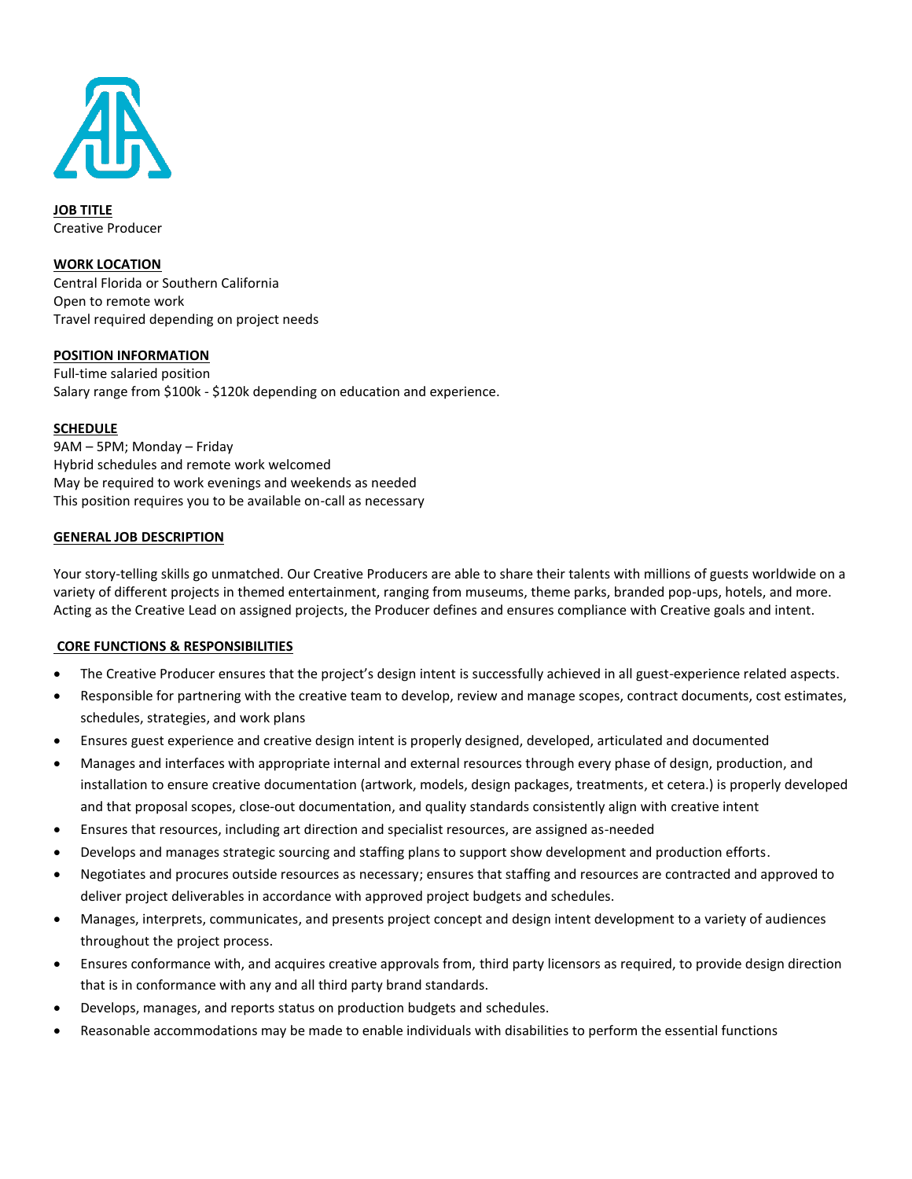**JOB TITLE**
Creative Producer

**WORK LOCATION**
Central Florida or Southern California
Open to remote work
Travel required depending on project needs

**POSITION INFORMATION**
Full-time salaried position
Salary range from $100k - $120k depending on education and experience.

**SCHEDULE**
9AM – 5PM; Monday – Friday
Hybrid schedules and remote work welcomed
May be required to work evenings and weekends as needed
This position requires you to be available on-call as necessary

**GENERAL JOB DESCRIPTION**

Your story-telling skills go unmatched. Our Creative Producers are able to share their talents with millions of guests worldwide on a variety of different projects in themed entertainment, ranging from museums, theme parks, branded pop-ups, hotels, and more. Acting as the Creative Lead on assigned projects, the Producer defines and ensures compliance with Creative goals and intent.

**CORE FUNCTIONS & RESPONSIBILITIES**

- The Creative Producer ensures that the project's design intent is successfully achieved in all guest-experience related aspects.
- Responsible for partnering with the creative team to develop, review and manage scopes, contract documents, cost estimates, schedules, strategies, and work plans
- Ensures guest experience and creative design intent is properly designed, developed, articulated and documented
- Manages and interfaces with appropriate internal and external resources through every phase of design, production, and installation to ensure creative documentation (artwork, models, design packages, treatments, et cetera.) is properly developed and that proposal scopes, close-out documentation, and quality standards consistently align with creative intent
- Ensures that resources, including art direction and specialist resources, are assigned as-needed
- Develops and manages strategic sourcing and staffing plans to support show development and production efforts.
- Negotiates and procures outside resources as necessary; ensures that staffing and resources are contracted and approved to deliver project deliverables in accordance with approved project budgets and schedules.
- Manages, interprets, communicates, and presents project concept and design intent development to a variety of audiences throughout the project process.
- Ensures conformance with, and acquires creative approvals from, third party licensors as required, to provide design direction that is in conformance with any and all third party brand standards.
- Develops, manages, and reports status on production budgets and schedules.
- Reasonable accommodations may be made to enable individuals with disabilities to perform the essential functions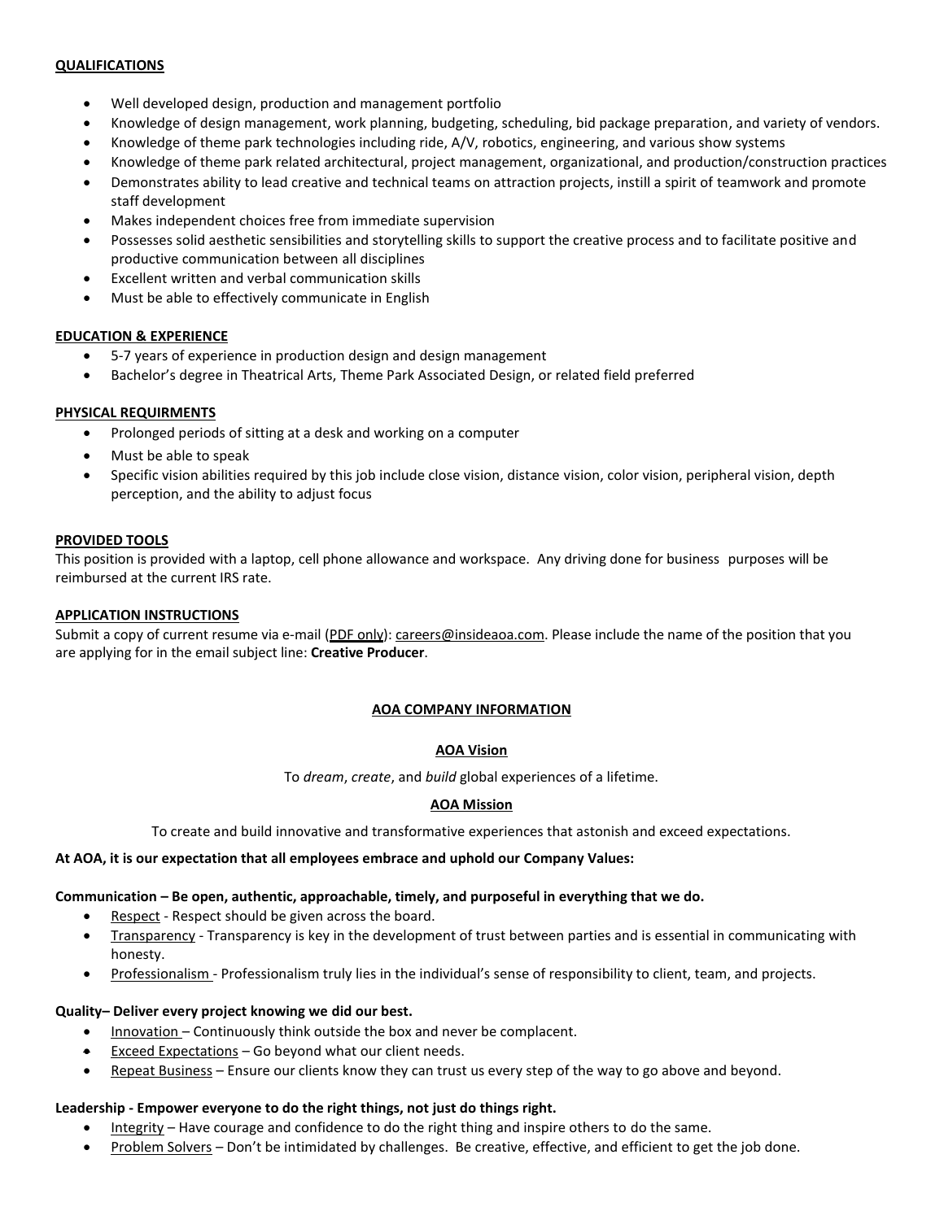**QUALIFICATIONS**

- Well developed design, production and management portfolio
- Knowledge of design management, work planning, budgeting, scheduling, bid package preparation, and variety of vendors.
- Knowledge of theme park technologies including ride, A/V, robotics, engineering, and various show systems
- Knowledge of theme park related architectural, project management, organizational, and production/construction practices
- Demonstrates ability to lead creative and technical teams on attraction projects, instill a spirit of teamwork and promote staff development
- Makes independent choices free from immediate supervision
- Possesses solid aesthetic sensibilities and storytelling skills to support the creative process and to facilitate positive and productive communication between all disciplines
- Excellent written and verbal communication skills
- Must be able to effectively communicate in English

**EDUCATION & EXPERIENCE**

- 5-7 years of experience in production design and design management
- Bachelor's degree in Theatrical Arts, Theme Park Associated Design, or related field preferred

**PHYSICAL REQUIRMENTS**

- Prolonged periods of sitting at a desk and working on a computer
- Must be able to speak
- Specific vision abilities required by this job include close vision, distance vision, color vision, peripheral vision, depth perception, and the ability to adjust focus

**PROVIDED TOOLS**

This position is provided with a laptop, cell phone allowance and workspace. Any driving done for business purposes will be reimbursed at the current IRS rate.

**APPLICATION INSTRUCTIONS**

Submit a copy of current resume via e-mail (PDF only): careers@insideaoa.com. Please include the name of the position that you are applying for in the email subject line: **Creative Producer**.

## AOA COMPANY INFORMATION

### AOA Vision

To *dream*, *create*, and *build* global experiences of a lifetime.

### AOA Mission

To create and build innovative and transformative experiences that astonish and exceed expectations.

**At AOA, it is our expectation that all employees embrace and uphold our Company Values:**

**Communication – Be open, authentic, approachable, timely, and purposeful in everything that we do.**

- Respect - Respect should be given across the board.
- Transparency - Transparency is key in the development of trust between parties and is essential in communicating with honesty.
- Professionalism - Professionalism truly lies in the individual's sense of responsibility to client, team, and projects.

**Quality– Deliver every project knowing we did our best.**

- Innovation – Continuously think outside the box and never be complacent.
- Exceed Expectations – Go beyond what our client needs.
- Repeat Business – Ensure our clients know they can trust us every step of the way to go above and beyond.

**Leadership - Empower everyone to do the right things, not just do things right.**

- Integrity – Have courage and confidence to do the right thing and inspire others to do the same.
- Problem Solvers – Don't be intimidated by challenges. Be creative, effective, and efficient to get the job done.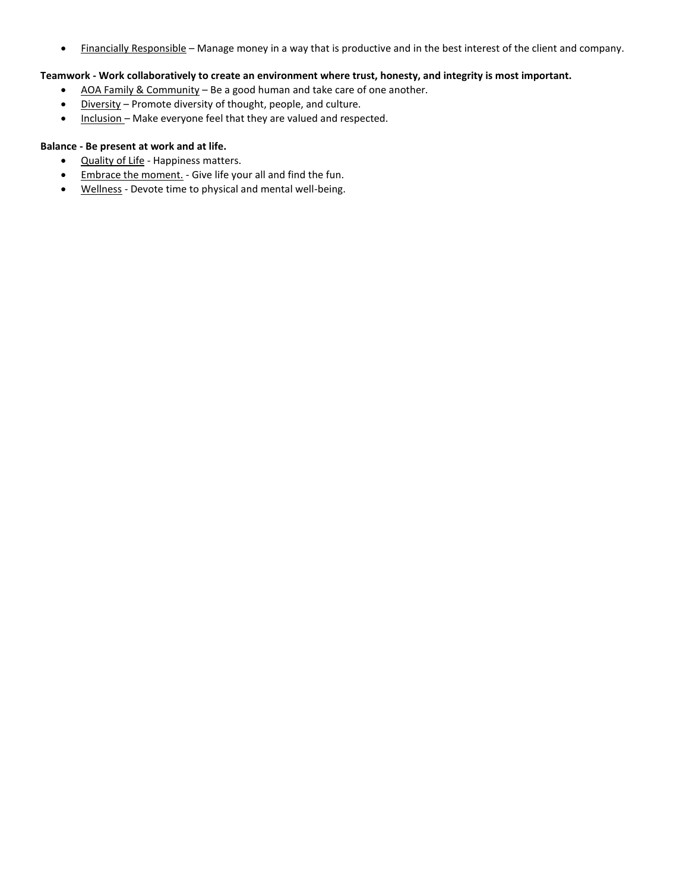- Financially Responsible – Manage money in a way that is productive and in the best interest of the client and company.

**Teamwork - Work collaboratively to create an environment where trust, honesty, and integrity is most important.**

- AOA Family & Community – Be a good human and take care of one another.
- Diversity – Promote diversity of thought, people, and culture.
- Inclusion – Make everyone feel that they are valued and respected.

**Balance - Be present at work and at life.**

- Quality of Life - Happiness matters.
- Embrace the moment. - Give life your all and find the fun.
- Wellness - Devote time to physical and mental well-being.